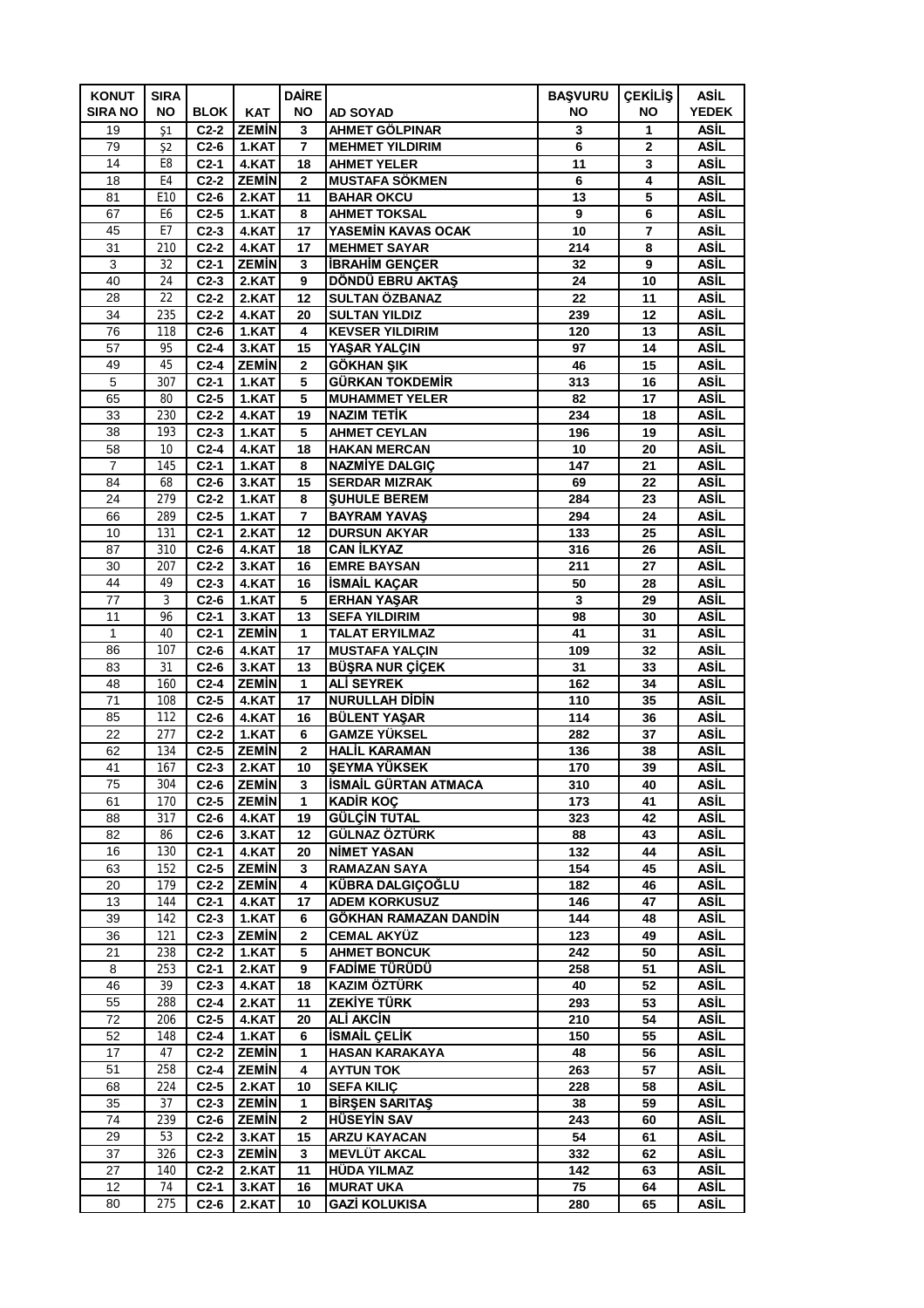| KONUT SIRA NO | SIRA NO | BLOK | KAT | DAİRE NO | AD SOYAD | BAŞVURU NO | ÇEKİLİŞ NO | ASİL YEDEK |
|---|---|---|---|---|---|---|---|---|
| 19 | Ş1 | C2-2 | ZEMİN | 3 | AHMET GÖLPINAR | 3 | 1 | ASİL |
| 79 | Ş2 | C2-6 | 1.KAT | 7 | MEHMET YILDIRIM | 6 | 2 | ASİL |
| 14 | E8 | C2-1 | 4.KAT | 18 | AHMET YELER | 11 | 3 | ASİL |
| 18 | E4 | C2-2 | ZEMİN | 2 | MUSTAFA SÖKMEN | 6 | 4 | ASİL |
| 81 | E10 | C2-6 | 2.KAT | 11 | BAHAR OKCU | 13 | 5 | ASİL |
| 67 | E6 | C2-5 | 1.KAT | 8 | AHMET TOKSAL | 9 | 6 | ASİL |
| 45 | E7 | C2-3 | 4.KAT | 17 | YASEMİN KAVAS OCAK | 10 | 7 | ASİL |
| 31 | 210 | C2-2 | 4.KAT | 17 | MEHMET SAYAR | 214 | 8 | ASİL |
| 3 | 32 | C2-1 | ZEMİN | 3 | İBRAHİM GENÇER | 32 | 9 | ASİL |
| 40 | 24 | C2-3 | 2.KAT | 9 | DÖNDÜ EBRU AKTAŞ | 24 | 10 | ASİL |
| 28 | 22 | C2-2 | 2.KAT | 12 | SULTAN ÖZBANAZ | 22 | 11 | ASİL |
| 34 | 235 | C2-2 | 4.KAT | 20 | SULTAN YILDIZ | 239 | 12 | ASİL |
| 76 | 118 | C2-6 | 1.KAT | 4 | KEVSER YILDIRIM | 120 | 13 | ASİL |
| 57 | 95 | C2-4 | 3.KAT | 15 | YAŞAR YALÇIN | 97 | 14 | ASİL |
| 49 | 45 | C2-4 | ZEMİN | 2 | GÖKHAN ŞIK | 46 | 15 | ASİL |
| 5 | 307 | C2-1 | 1.KAT | 5 | GÜRKAN TOKDEMİR | 313 | 16 | ASİL |
| 65 | 80 | C2-5 | 1.KAT | 5 | MUHAMMET YELER | 82 | 17 | ASİL |
| 33 | 230 | C2-2 | 4.KAT | 19 | NAZIM TETİK | 234 | 18 | ASİL |
| 38 | 193 | C2-3 | 1.KAT | 5 | AHMET CEYLAN | 196 | 19 | ASİL |
| 58 | 10 | C2-4 | 4.KAT | 18 | HAKAN MERCAN | 10 | 20 | ASİL |
| 7 | 145 | C2-1 | 1.KAT | 8 | NAZMİYE DALGIÇ | 147 | 21 | ASİL |
| 84 | 68 | C2-6 | 3.KAT | 15 | SERDAR MIZRAK | 69 | 22 | ASİL |
| 24 | 279 | C2-2 | 1.KAT | 8 | ŞUHULE BEREM | 284 | 23 | ASİL |
| 66 | 289 | C2-5 | 1.KAT | 7 | BAYRAM YAVAŞ | 294 | 24 | ASİL |
| 10 | 131 | C2-1 | 2.KAT | 12 | DURSUN AKYAR | 133 | 25 | ASİL |
| 87 | 310 | C2-6 | 4.KAT | 18 | CAN İLKYAZ | 316 | 26 | ASİL |
| 30 | 207 | C2-2 | 3.KAT | 16 | EMRE BAYSAN | 211 | 27 | ASİL |
| 44 | 49 | C2-3 | 4.KAT | 16 | İSMAİL KAÇAR | 50 | 28 | ASİL |
| 77 | 3 | C2-6 | 1.KAT | 5 | ERHAN YAŞAR | 3 | 29 | ASİL |
| 11 | 96 | C2-1 | 3.KAT | 13 | SEFA YILDIRIM | 98 | 30 | ASİL |
| 1 | 40 | C2-1 | ZEMİN | 1 | TALAT ERYILMAZ | 41 | 31 | ASİL |
| 86 | 107 | C2-6 | 4.KAT | 17 | MUSTAFA YALÇIN | 109 | 32 | ASİL |
| 83 | 31 | C2-6 | 3.KAT | 13 | BÜŞRA NUR ÇİÇEK | 31 | 33 | ASİL |
| 48 | 160 | C2-4 | ZEMİN | 1 | ALİ SEYREK | 162 | 34 | ASİL |
| 71 | 108 | C2-5 | 4.KAT | 17 | NURULLAH DİDİN | 110 | 35 | ASİL |
| 85 | 112 | C2-6 | 4.KAT | 16 | BÜLENT YAŞAR | 114 | 36 | ASİL |
| 22 | 277 | C2-2 | 1.KAT | 6 | GAMZE YÜKSEL | 282 | 37 | ASİL |
| 62 | 134 | C2-5 | ZEMİN | 2 | HALİL KARAMAN | 136 | 38 | ASİL |
| 41 | 167 | C2-3 | 2.KAT | 10 | ŞEYMA YÜKSEK | 170 | 39 | ASİL |
| 75 | 304 | C2-6 | ZEMİN | 3 | İSMAİL GÜRTAN ATMACA | 310 | 40 | ASİL |
| 61 | 170 | C2-5 | ZEMİN | 1 | KADİR KOÇ | 173 | 41 | ASİL |
| 88 | 317 | C2-6 | 4.KAT | 19 | GÜLÇİN TUTAL | 323 | 42 | ASİL |
| 82 | 86 | C2-6 | 3.KAT | 12 | GÜLNAZ ÖZTÜRK | 88 | 43 | ASİL |
| 16 | 130 | C2-1 | 4.KAT | 20 | NİMET YASAN | 132 | 44 | ASİL |
| 63 | 152 | C2-5 | ZEMİN | 3 | RAMAZAN SAYA | 154 | 45 | ASİL |
| 20 | 179 | C2-2 | ZEMİN | 4 | KÜBRA DALGIÇOĞLU | 182 | 46 | ASİL |
| 13 | 144 | C2-1 | 4.KAT | 17 | ADEM KORKUSUZ | 146 | 47 | ASİL |
| 39 | 142 | C2-3 | 1.KAT | 6 | GÖKHAN RAMAZAN DANDİN | 144 | 48 | ASİL |
| 36 | 121 | C2-3 | ZEMİN | 2 | CEMAL AKYÜZ | 123 | 49 | ASİL |
| 21 | 238 | C2-2 | 1.KAT | 5 | AHMET BONCUK | 242 | 50 | ASİL |
| 8 | 253 | C2-1 | 2.KAT | 9 | FADİME TÜRÜDÜ | 258 | 51 | ASİL |
| 46 | 39 | C2-3 | 4.KAT | 18 | KAZIM ÖZTÜRK | 40 | 52 | ASİL |
| 55 | 288 | C2-4 | 2.KAT | 11 | ZEKİYE TÜRK | 293 | 53 | ASİL |
| 72 | 206 | C2-5 | 4.KAT | 20 | ALİ AKCİN | 210 | 54 | ASİL |
| 52 | 148 | C2-4 | 1.KAT | 6 | İSMAİL ÇELİK | 150 | 55 | ASİL |
| 17 | 47 | C2-2 | ZEMİN | 1 | HASAN KARAKAYA | 48 | 56 | ASİL |
| 51 | 258 | C2-4 | ZEMİN | 4 | AYTUN TOK | 263 | 57 | ASİL |
| 68 | 224 | C2-5 | 2.KAT | 10 | SEFA KILIÇ | 228 | 58 | ASİL |
| 35 | 37 | C2-3 | ZEMİN | 1 | BİRŞEN SARITAŞ | 38 | 59 | ASİL |
| 74 | 239 | C2-6 | ZEMİN | 2 | HÜSEYİN SAV | 243 | 60 | ASİL |
| 29 | 53 | C2-2 | 3.KAT | 15 | ARZU KAYACAN | 54 | 61 | ASİL |
| 37 | 326 | C2-3 | ZEMİN | 3 | MEVLÜT AKCAL | 332 | 62 | ASİL |
| 27 | 140 | C2-2 | 2.KAT | 11 | HÜDA YILMAZ | 142 | 63 | ASİL |
| 12 | 74 | C2-1 | 3.KAT | 16 | MURAT UKA | 75 | 64 | ASİL |
| 80 | 275 | C2-6 | 2.KAT | 10 | GAZİ KOLUKISA | 280 | 65 | ASİL |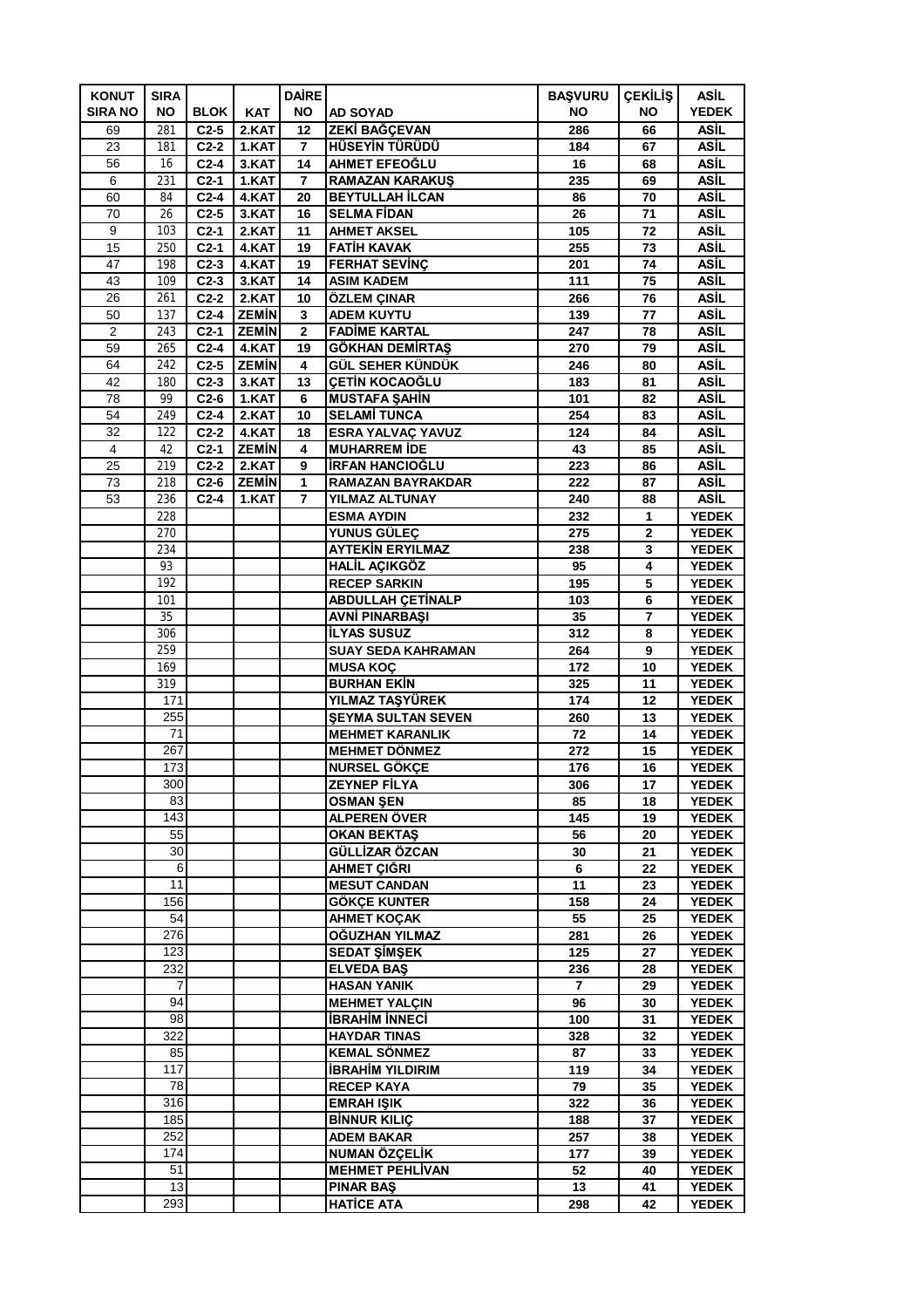| KONUT SIRA NO | SIRA NO | BLOK | KAT | DAİRE NO | AD SOYAD | BAŞVURU NO | ÇEKİLİŞ NO | ASİL YEDEK |
|---|---|---|---|---|---|---|---|---|
| 69 | 281 | C2-5 | 2.KAT | 12 | ZEKİ BAĞÇEVAN | 286 | 66 | ASİL |
| 23 | 181 | C2-2 | 1.KAT | 7 | HÜSEYİN TÜRÜDÜ | 184 | 67 | ASİL |
| 56 | 16 | C2-4 | 3.KAT | 14 | AHMET EFEOĞLU | 16 | 68 | ASİL |
| 6 | 231 | C2-1 | 1.KAT | 7 | RAMAZAN KARAKUŞ | 235 | 69 | ASİL |
| 60 | 84 | C2-4 | 4.KAT | 20 | BEYTULLAH İLCAN | 86 | 70 | ASİL |
| 70 | 26 | C2-5 | 3.KAT | 16 | SELMA FİDAN | 26 | 71 | ASİL |
| 9 | 103 | C2-1 | 2.KAT | 11 | AHMET AKSEL | 105 | 72 | ASİL |
| 15 | 250 | C2-1 | 4.KAT | 19 | FATİH KAVAK | 255 | 73 | ASİL |
| 47 | 198 | C2-3 | 4.KAT | 19 | FERHAT SEVİNÇ | 201 | 74 | ASİL |
| 43 | 109 | C2-3 | 3.KAT | 14 | ASIM KADEM | 111 | 75 | ASİL |
| 26 | 261 | C2-2 | 2.KAT | 10 | ÖZLEM ÇINAR | 266 | 76 | ASİL |
| 50 | 137 | C2-4 | ZEMİN | 3 | ADEM KUYTU | 139 | 77 | ASİL |
| 2 | 243 | C2-1 | ZEMİN | 2 | FADİME KARTAL | 247 | 78 | ASİL |
| 59 | 265 | C2-4 | 4.KAT | 19 | GÖKHAN DEMİRTAŞ | 270 | 79 | ASİL |
| 64 | 242 | C2-5 | ZEMİN | 4 | GÜL SEHER KÜNDÜK | 246 | 80 | ASİL |
| 42 | 180 | C2-3 | 3.KAT | 13 | ÇETİN KOCAOĞLU | 183 | 81 | ASİL |
| 78 | 99 | C2-6 | 1.KAT | 6 | MUSTAFA ŞAHİN | 101 | 82 | ASİL |
| 54 | 249 | C2-4 | 2.KAT | 10 | SELAMİ TUNCA | 254 | 83 | ASİL |
| 32 | 122 | C2-2 | 4.KAT | 18 | ESRA YALVAÇ YAVUZ | 124 | 84 | ASİL |
| 4 | 42 | C2-1 | ZEMİN | 4 | MUHARREM İDE | 43 | 85 | ASİL |
| 25 | 219 | C2-2 | 2.KAT | 9 | İRFAN HANCIOĞLU | 223 | 86 | ASİL |
| 73 | 218 | C2-6 | ZEMİN | 1 | RAMAZAN BAYRAKDAR | 222 | 87 | ASİL |
| 53 | 236 | C2-4 | 1.KAT | 7 | YILMAZ ALTUNAY | 240 | 88 | ASİL |
| | 228 | | | | ESMA AYDIN | 232 | 1 | YEDEK |
| | 270 | | | | YUNUS GÜLEÇ | 275 | 2 | YEDEK |
| | 234 | | | | AYTEKİN ERYILMAZ | 238 | 3 | YEDEK |
| | 93 | | | | HALİL AÇIKGÖZ | 95 | 4 | YEDEK |
| | 192 | | | | RECEP SARKIN | 195 | 5 | YEDEK |
| | 101 | | | | ABDULLAH ÇETİNALP | 103 | 6 | YEDEK |
| | 35 | | | | AVNİ PINARBAŞI | 35 | 7 | YEDEK |
| | 306 | | | | İLYAS SUSUZ | 312 | 8 | YEDEK |
| | 259 | | | | SUAY SEDA KAHRAMAN | 264 | 9 | YEDEK |
| | 169 | | | | MUSA KOÇ | 172 | 10 | YEDEK |
| | 319 | | | | BURHAN EKİN | 325 | 11 | YEDEK |
| | 171 | | | | YILMAZ TAŞYÜREK | 174 | 12 | YEDEK |
| | 255 | | | | ŞEYMA SULTAN SEVEN | 260 | 13 | YEDEK |
| | 71 | | | | MEHMET KARANLIK | 72 | 14 | YEDEK |
| | 267 | | | | MEHMET DÖNMEZ | 272 | 15 | YEDEK |
| | 173 | | | | NURSEL GÖKÇE | 176 | 16 | YEDEK |
| | 300 | | | | ZEYNEP FİLYA | 306 | 17 | YEDEK |
| | 83 | | | | OSMAN ŞEN | 85 | 18 | YEDEK |
| | 143 | | | | ALPEREN ÖVER | 145 | 19 | YEDEK |
| | 55 | | | | OKAN BEKTAŞ | 56 | 20 | YEDEK |
| | 30 | | | | GÜLLİZAR ÖZCAN | 30 | 21 | YEDEK |
| | 6 | | | | AHMET ÇIĞRI | 6 | 22 | YEDEK |
| | 11 | | | | MESUT CANDAN | 11 | 23 | YEDEK |
| | 156 | | | | GÖKÇE KUNTER | 158 | 24 | YEDEK |
| | 54 | | | | AHMET KOÇAK | 55 | 25 | YEDEK |
| | 276 | | | | OĞUZHAN YILMAZ | 281 | 26 | YEDEK |
| | 123 | | | | SEDAT ŞİMŞEK | 125 | 27 | YEDEK |
| | 232 | | | | ELVEDA BAŞ | 236 | 28 | YEDEK |
| | 7 | | | | HASAN YANIK | 7 | 29 | YEDEK |
| | 94 | | | | MEHMET YALÇIN | 96 | 30 | YEDEK |
| | 98 | | | | İBRAHİM İNNECİ | 100 | 31 | YEDEK |
| | 322 | | | | HAYDAR TINAS | 328 | 32 | YEDEK |
| | 85 | | | | KEMAL SÖNMEZ | 87 | 33 | YEDEK |
| | 117 | | | | İBRAHİM YILDIRIM | 119 | 34 | YEDEK |
| | 78 | | | | RECEP KAYA | 79 | 35 | YEDEK |
| | 316 | | | | EMRAH IŞIK | 322 | 36 | YEDEK |
| | 185 | | | | BİNNUR KILIÇ | 188 | 37 | YEDEK |
| | 252 | | | | ADEM BAKAR | 257 | 38 | YEDEK |
| | 174 | | | | NUMAN ÖZÇELİK | 177 | 39 | YEDEK |
| | 51 | | | | MEHMET PEHLİVAN | 52 | 40 | YEDEK |
| | 13 | | | | PINAR BAŞ | 13 | 41 | YEDEK |
| | 293 | | | | HATİCE ATA | 298 | 42 | YEDEK |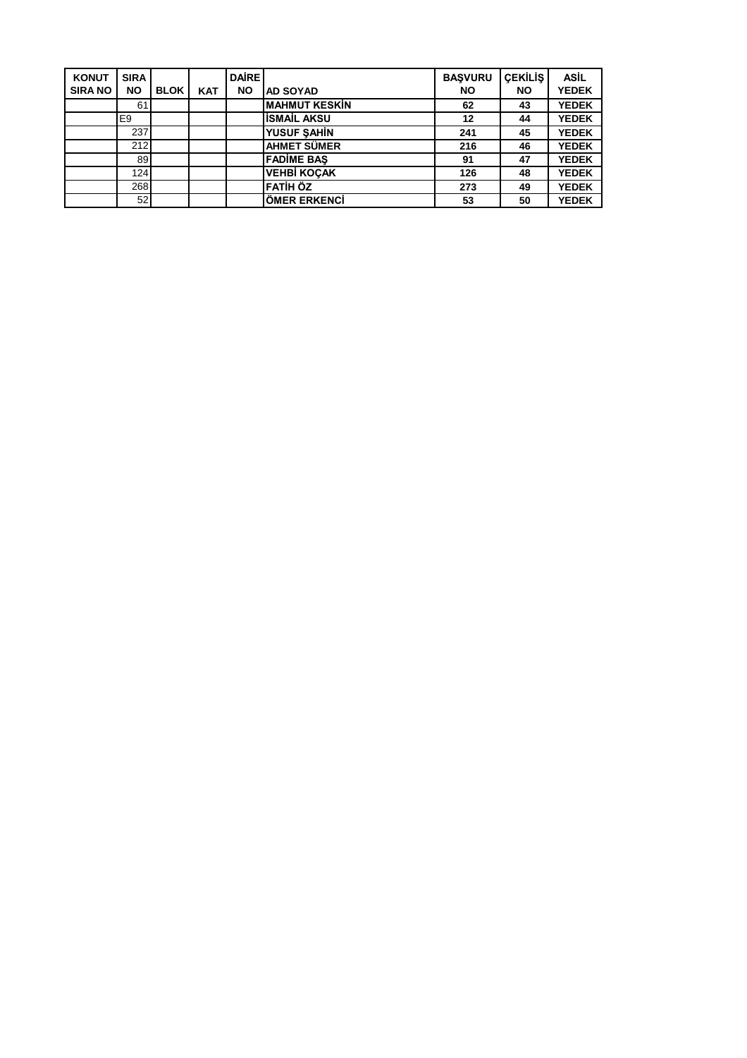| KONUT SIRA NO | SIRA NO | BLOK | KAT | DAİRE NO | AD SOYAD | BAŞVURU NO | ÇEKİLİŞ NO | ASİL YEDEK |
|---|---|---|---|---|---|---|---|---|
| | 61 | | | | MAHMUT KESKİN | 62 | 43 | YEDEK |
| | E9 | | | | İSMAİL AKSU | 12 | 44 | YEDEK |
| | 237 | | | | YUSUF ŞAHİN | 241 | 45 | YEDEK |
| | 212 | | | | AHMET SÜMER | 216 | 46 | YEDEK |
| | 89 | | | | FADİME BAŞ | 91 | 47 | YEDEK |
| | 124 | | | | VEHBİ KOÇAK | 126 | 48 | YEDEK |
| | 268 | | | | FATİH ÖZ | 273 | 49 | YEDEK |
| | 52 | | | | ÖMER ERKENCİ | 53 | 50 | YEDEK |